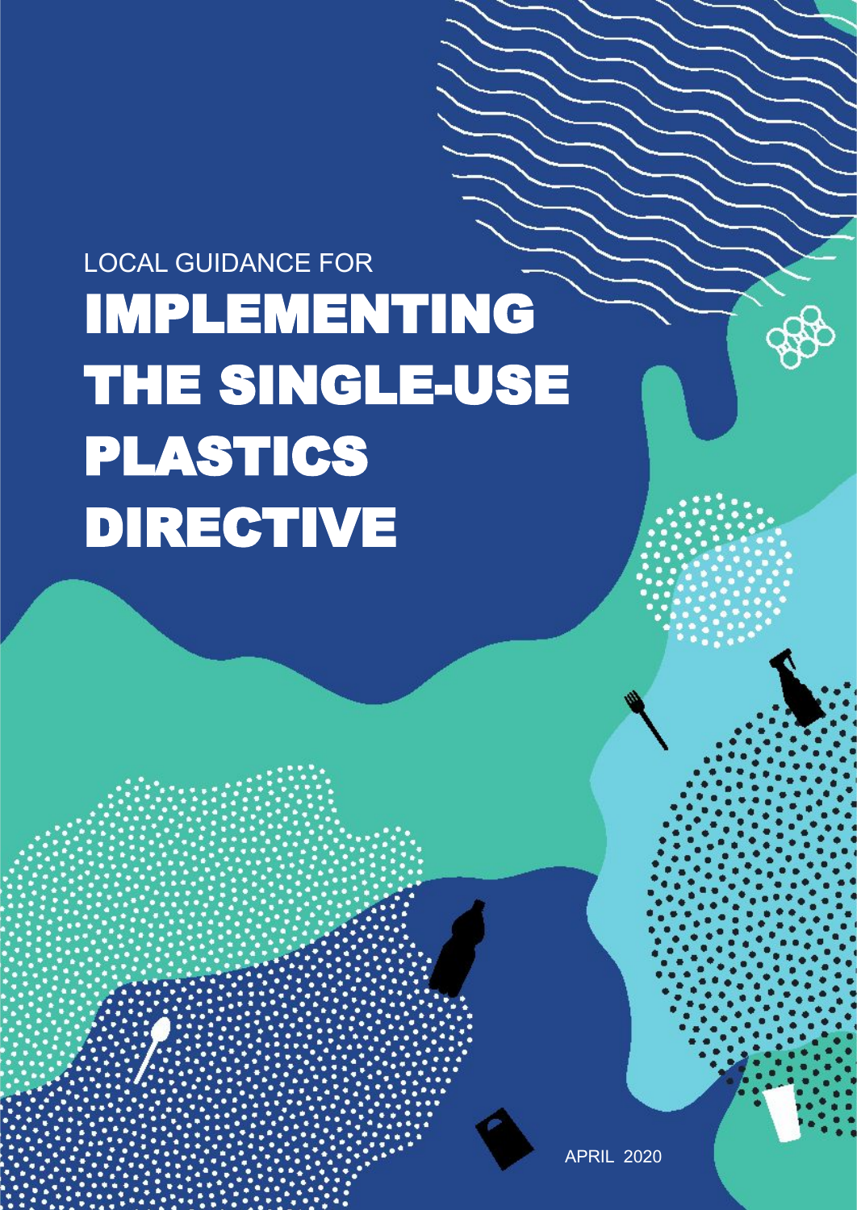LOCAL GUIDANCE FOR

# IMPLEMENTING THE SINGLE-USE PLASTICS DIRECTIVE

APRIL 2020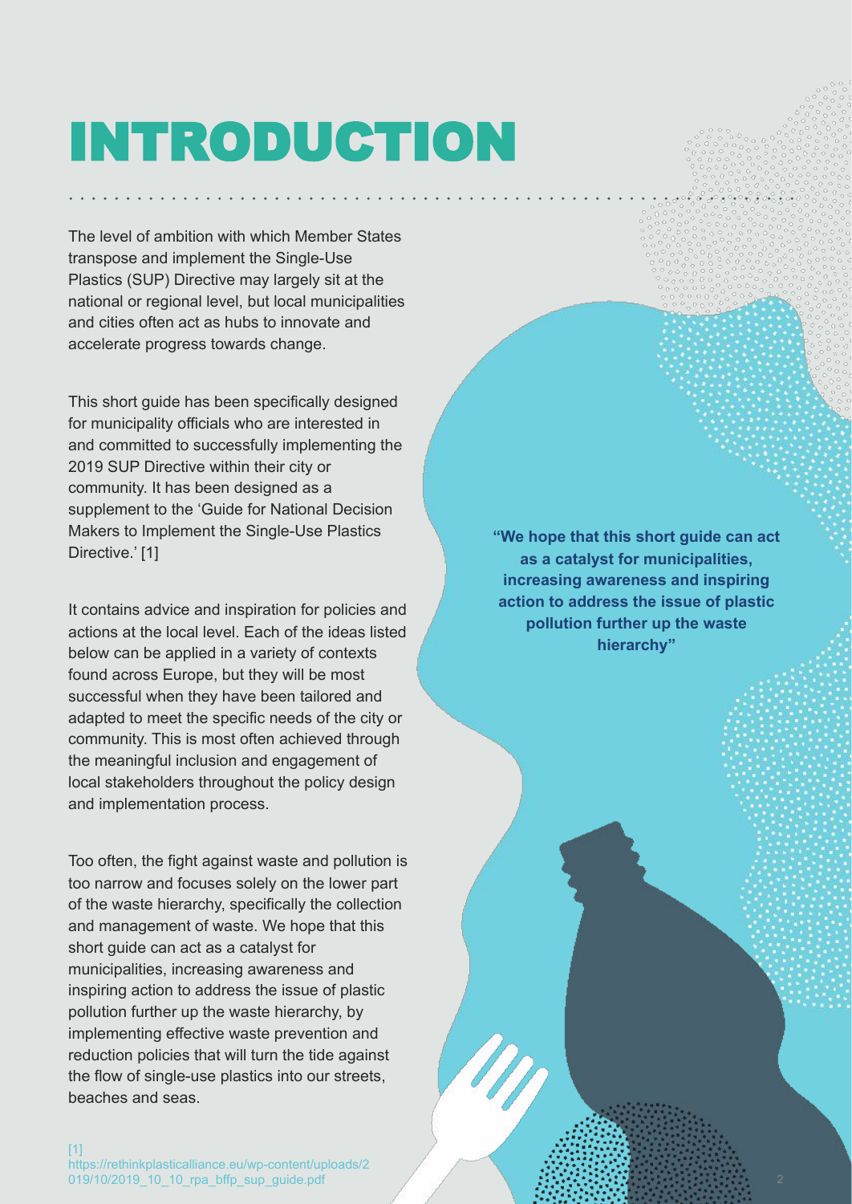# INTRODUCTION

The level of ambition with which Member States transpose and implement the Single-Use Plastics (SUP) Directive may largely sit at the national or regional level, but local municipalities and cities often act as hubs to innovate and accelerate progress towards change.

This short guide has been specifically designed for municipality officials who are interested in and committed to successfully implementing the 2019 SUP Directive within their city or community. It has been designed as a supplement to the 'Guide for National Decision Makers to Implement the Single-Use Plastics Directive.' [1]

It contains advice and inspiration for policies and actions at the local level. Each of the ideas listed below can be applied in a variety of contexts found across Europe, but they will be most successful when they have been tailored and adapted to meet the specific needs of the city or community. This is most often achieved through the meaningful inclusion and engagement of local stakeholders throughout the policy design and implementation process.

Too often, the fight against waste and pollution is too narrow and focuses solely on the lower part of the waste hierarchy, specifically the collection and management of waste. We hope that this short guide can act as a catalyst for municipalities, increasing awareness and inspiring action to address the issue of plastic pollution further up the waste hierarchy, by implementing effective waste prevention and reduction policies that will turn the tide against the flow of single-use plastics into our streets, beaches and seas.

> **"We hope that this short guide can act as a catalyst for municipalities, increasing awareness and inspiring action to address the issue of plastic pollution further up the waste hierarchy"**

[1] https://rethinkplasticalliance.eu/wp-content/uploads/2019/10/2019_10_10_rpa_bffp_sup_guide.pdf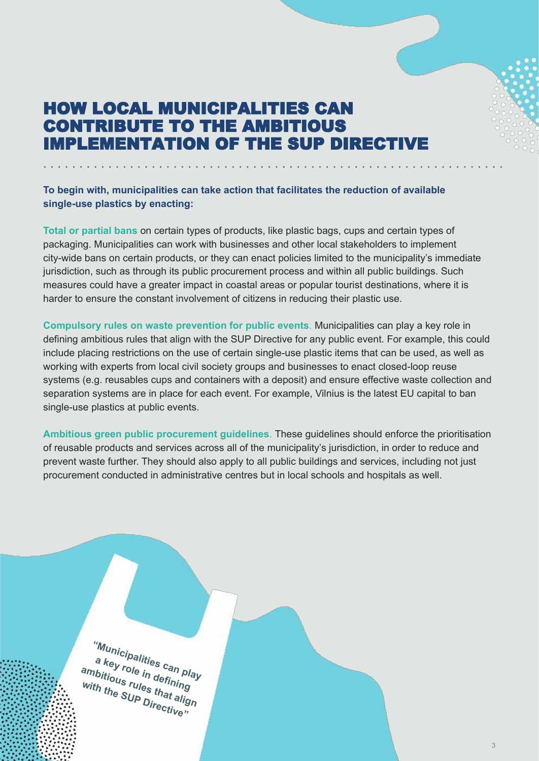# HOW LOCAL MUNICIPALITIES CAN CONTRIBUTE TO THE AMBITIOUS IMPLEMENTATION OF THE SUP DIRECTIVE

**To begin with, municipalities can take action that facilitates the reduction of available single-use plastics by enacting:**

**Total or partial bans** on certain types of products, like plastic bags, cups and certain types of packaging. Municipalities can work with businesses and other local stakeholders to implement city-wide bans on certain products, or they can enact policies limited to the municipality's immediate jurisdiction, such as through its public procurement process and within all public buildings. Such measures could have a greater impact in coastal areas or popular tourist destinations, where it is harder to ensure the constant involvement of citizens in reducing their plastic use.

**Compulsory rules on waste prevention for public events**. Municipalities can play a key role in defining ambitious rules that align with the SUP Directive for any public event. For example, this could include placing restrictions on the use of certain single-use plastic items that can be used, as well as working with experts from local civil society groups and businesses to enact closed-loop reuse systems (e.g. reusables cups and containers with a deposit) and ensure effective waste collection and separation systems are in place for each event. For example, Vilnius is the latest EU capital to ban single-use plastics at public events.

**Ambitious green public procurement guidelines**. These guidelines should enforce the prioritisation of reusable products and services across all of the municipality's jurisdiction, in order to reduce and prevent waste further. They should also apply to all public buildings and services, including not just procurement conducted in administrative centres but in local schools and hospitals as well.

*"Municipalities can play a key role in defining ambitious rules that align with the SUP Directive"*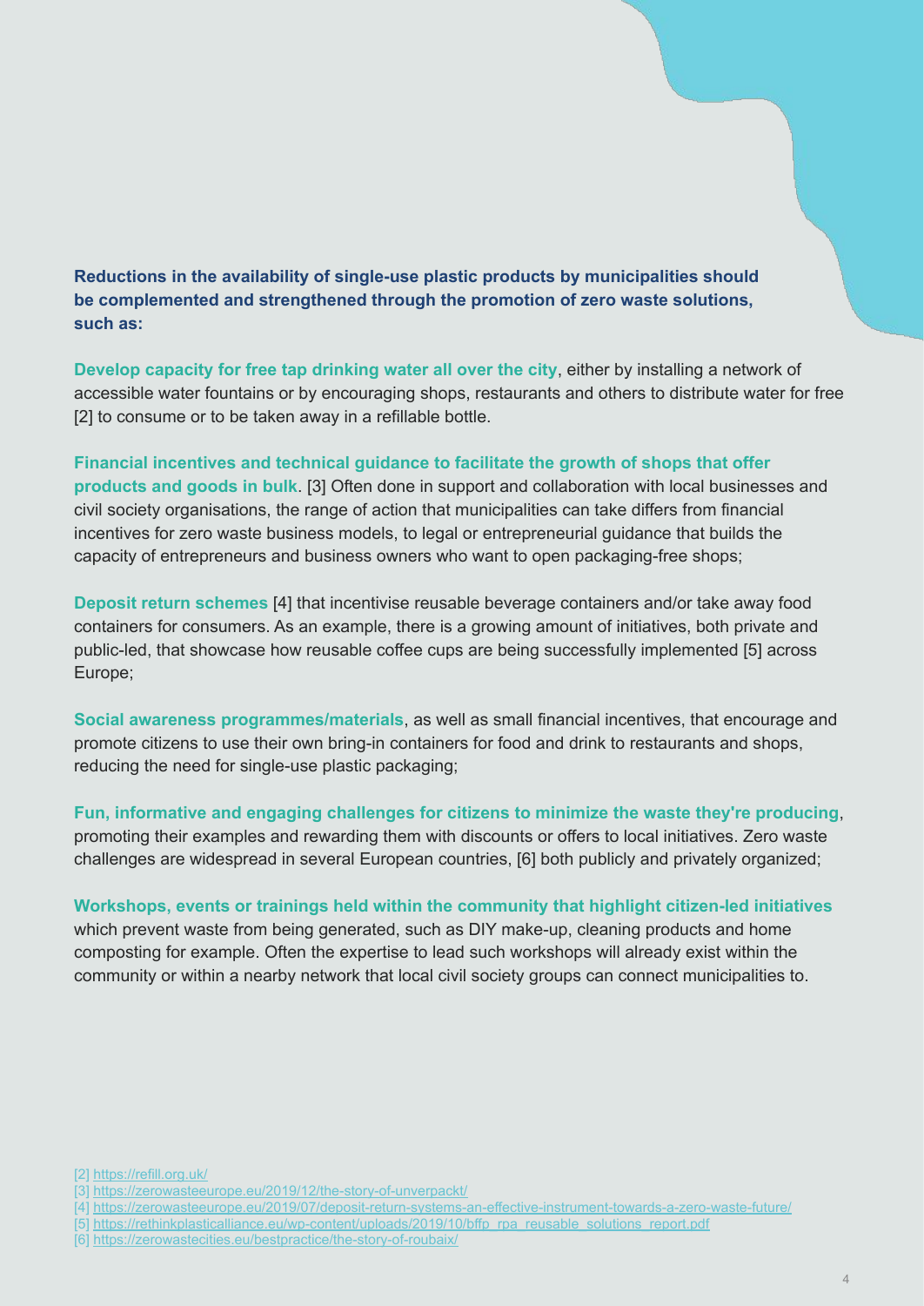**Reductions in the availability of single-use plastic products by municipalities should be complemented and strengthened through the promotion of zero waste solutions, such as:**

**Develop capacity for free tap drinking water all over the city**, either by installing a network of accessible water fountains or by encouraging shops, restaurants and others to distribute water for free [2] to consume or to be taken away in a refillable bottle.

**Financial incentives and technical guidance to facilitate the growth of shops that offer products and goods in bulk**. [3] Often done in support and collaboration with local businesses and civil society organisations, the range of action that municipalities can take differs from financial incentives for zero waste business models, to legal or entrepreneurial guidance that builds the capacity of entrepreneurs and business owners who want to open packaging-free shops;

**Deposit return schemes** [4] that incentivise reusable beverage containers and/or take away food containers for consumers. As an example, there is a growing amount of initiatives, both private and public-led, that showcase how reusable coffee cups are being successfully implemented [5] across Europe;

**Social awareness programmes/materials**, as well as small financial incentives, that encourage and promote citizens to use their own bring-in containers for food and drink to restaurants and shops, reducing the need for single-use plastic packaging;

**Fun, informative and engaging challenges for citizens to minimize the waste they're producing**, promoting their examples and rewarding them with discounts or offers to local initiatives. Zero waste challenges are widespread in several European countries, [6] both publicly and privately organized;

**Workshops, events or trainings held within the community that highlight citizen-led initiatives** which prevent waste from being generated, such as DIY make-up, cleaning products and home composting for example. Often the expertise to lead such workshops will already exist within the community or within a nearby network that local civil society groups can connect municipalities to.

[2] https://refill.org.uk/
[3] https://zerowasteeurope.eu/2019/12/the-story-of-unverpackt/
[4] https://zerowasteeurope.eu/2019/07/deposit-return-systems-an-effective-instrument-towards-a-zero-waste-future/
[5] https://rethinkplasticalliance.eu/wp-content/uploads/2019/10/bffp_rpa_reusable_solutions_report.pdf
[6] https://zerowastecities.eu/bestpractice/the-story-of-roubaix/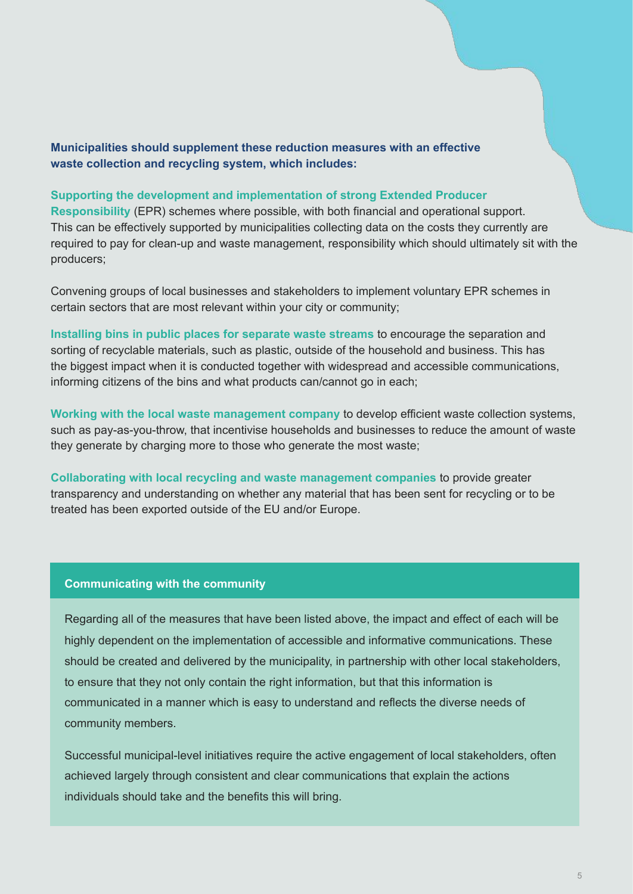**Municipalities should supplement these reduction measures with an effective waste collection and recycling system, which includes:**

**Supporting the development and implementation of strong Extended Producer Responsibility** (EPR) schemes where possible, with both financial and operational support. This can be effectively supported by municipalities collecting data on the costs they currently are required to pay for clean-up and waste management, responsibility which should ultimately sit with the producers;

Convening groups of local businesses and stakeholders to implement voluntary EPR schemes in certain sectors that are most relevant within your city or community;

**Installing bins in public places for separate waste streams** to encourage the separation and sorting of recyclable materials, such as plastic, outside of the household and business. This has the biggest impact when it is conducted together with widespread and accessible communications, informing citizens of the bins and what products can/cannot go in each;

**Working with the local waste management company** to develop efficient waste collection systems, such as pay-as-you-throw, that incentivise households and businesses to reduce the amount of waste they generate by charging more to those who generate the most waste;

**Collaborating with local recycling and waste management companies** to provide greater transparency and understanding on whether any material that has been sent for recycling or to be treated has been exported outside of the EU and/or Europe.

**Communicating with the community**

Regarding all of the measures that have been listed above, the impact and effect of each will be highly dependent on the implementation of accessible and informative communications. These should be created and delivered by the municipality, in partnership with other local stakeholders, to ensure that they not only contain the right information, but that this information is communicated in a manner which is easy to understand and reflects the diverse needs of community members.

Successful municipal-level initiatives require the active engagement of local stakeholders, often achieved largely through consistent and clear communications that explain the actions individuals should take and the benefits this will bring.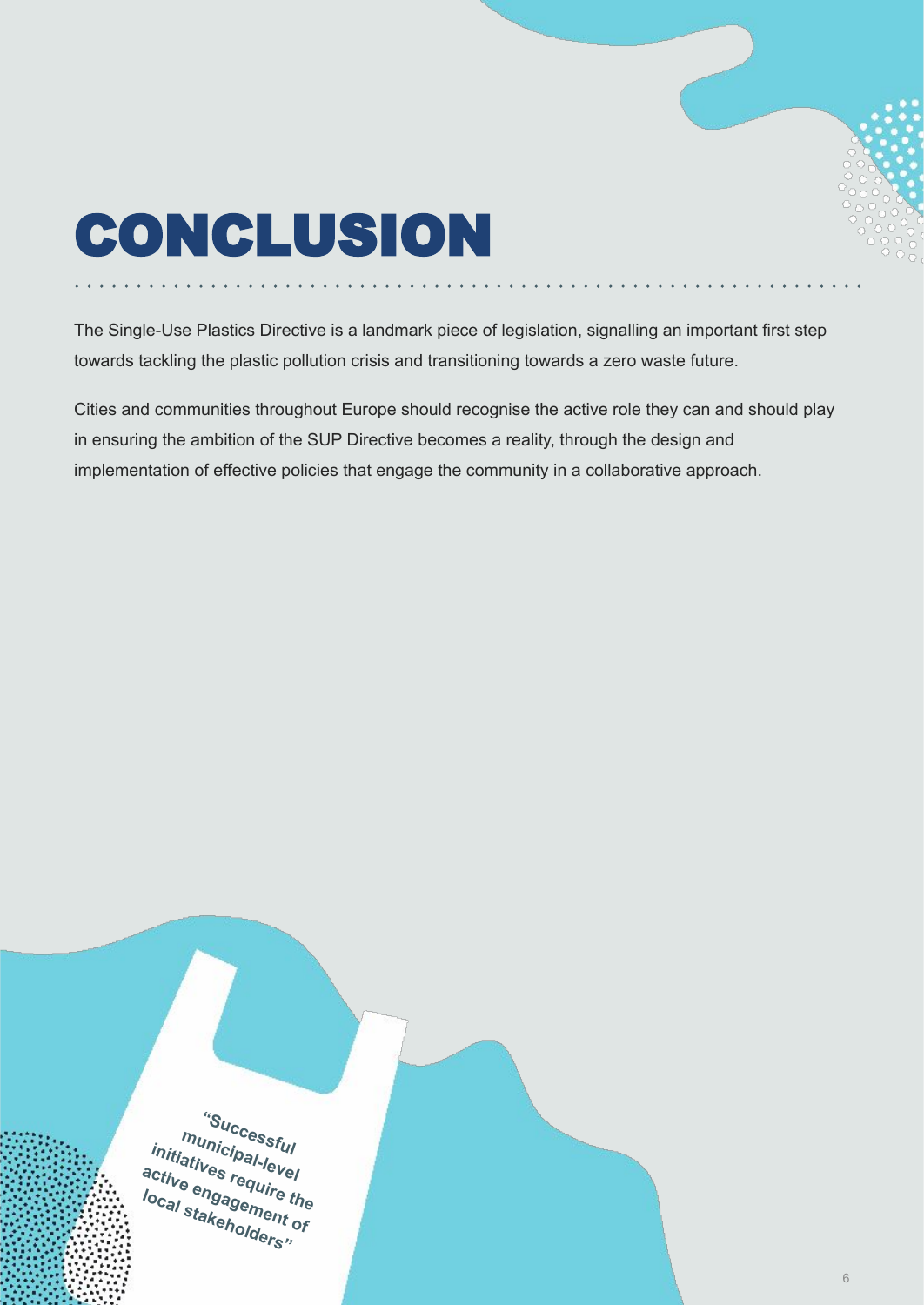# CONCLUSION

The Single-Use Plastics Directive is a landmark piece of legislation, signalling an important first step towards tackling the plastic pollution crisis and transitioning towards a zero waste future.

Cities and communities throughout Europe should recognise the active role they can and should play in ensuring the ambition of the SUP Directive becomes a reality, through the design and implementation of effective policies that engage the community in a collaborative approach.

***"Successful municipal-level initiatives require the active engagement of local stakeholders"***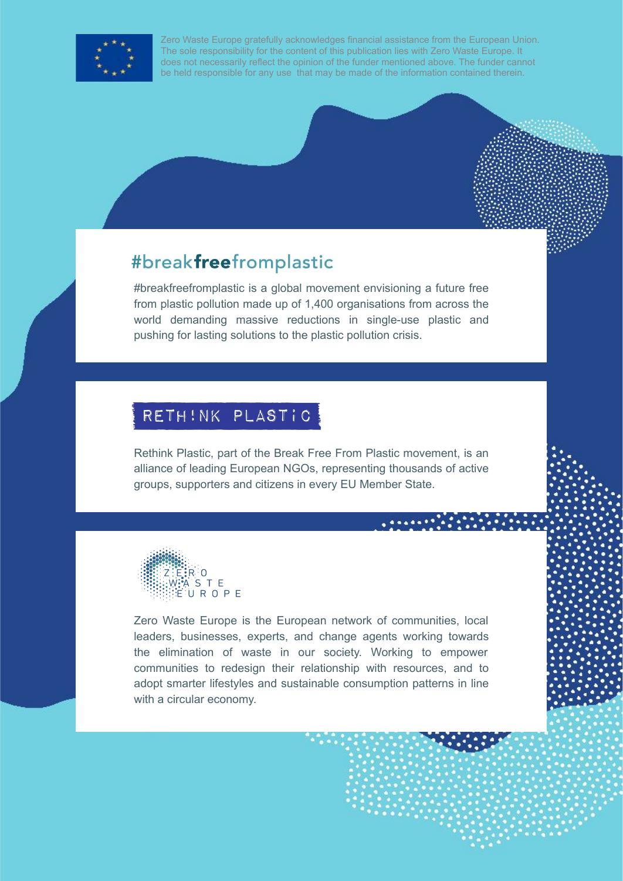Zero Waste Europe gratefully acknowledges financial assistance from the European Union. The sole responsibility for the content of this publication lies with Zero Waste Europe. It does not necessarily reflect the opinion of the funder mentioned above. The funder cannot be held responsible for any use that may be made of the information contained therein.

## #breakfreefromplastic

#breakfreefromplastic is a global movement envisioning a future free from plastic pollution made up of 1,400 organisations from across the world demanding massive reductions in single-use plastic and pushing for lasting solutions to the plastic pollution crisis.

## RETHINK PLASTIC

Rethink Plastic, part of the Break Free From Plastic movement, is an alliance of leading European NGOs, representing thousands of active groups, supporters and citizens in every EU Member State.

## ZERO WASTE EUROPE

Zero Waste Europe is the European network of communities, local leaders, businesses, experts, and change agents working towards the elimination of waste in our society. Working to empower communities to redesign their relationship with resources, and to adopt smarter lifestyles and sustainable consumption patterns in line with a circular economy.